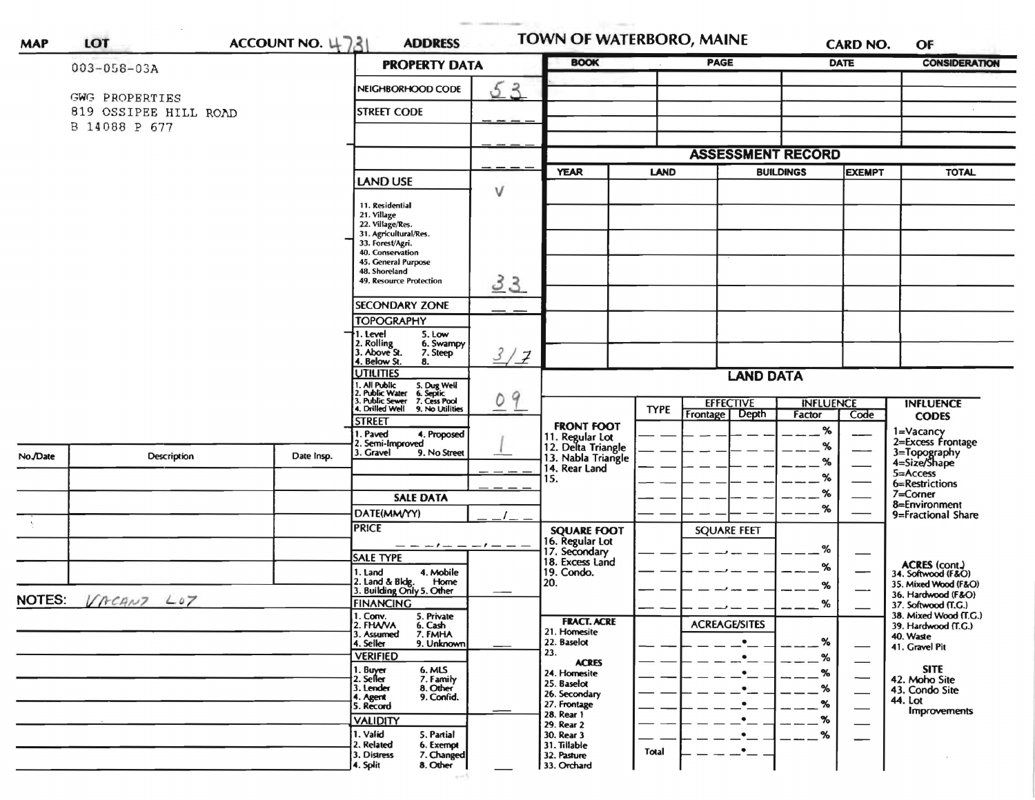| MAP | LOT | ACCOUNT NO. 4731 | ADDRESS | TOWN OF WATERBORO, MAINE | CARD NO. | OF |
|---|---|---|---|---|---|---|

003-058-03A

GWG PROPERTIES
819 OSSIPEE HILL ROAD
B 14088 P 677

## PROPERTY DATA

| Field | Value |
|---|---|
| NEIGHBORHOOD CODE | 53 |
| STREET CODE | ____ |
| | ____ |
| | ____ |
| LAND USE (11. Residential, 21. Village, 22. Village/Res., 31. Agricultural/Res., 33. Forest/Agri., 40. Conservation, 45. General Purpose, 48. Shoreland, 49. Resource Protection) | V 33 |
| SECONDARY ZONE | __ __ |
| TOPOGRAPHY (1. Level, 2. Rolling, 3. Above St., 4. Below St., 5. Low, 6. Swampy, 7. Steep, 8.) | 3/7 |
| UTILITIES (1. All Public, 2. Public Water, 3. Public Sewer, 4. Drilled Well, 5. Dug Well, 6. Septic, 7. Cess Pool, 9. No Utilities) | 09 |
| STREET (1. Paved, 2. Semi-Improved, 3. Gravel, 4. Proposed, 9. No Street) | 1 |
| | ____ |
| | ____ |

## SALE DATA

| Field | Value |
|---|---|
| DATE(MM/YY) | __/__ |
| PRICE | ___,___,___ |
| SALE TYPE (1. Land, 2. Land & Bldg., 3. Building Only, 4. Mobile Home, 5. Other) | |
| FINANCING (1. Conv., 2. FHA/VA, 3. Assumed, 4. Seller, 5. Private, 6. Cash, 7. FMHA, 9. Unknown) | |
| VERIFIED (1. Buyer, 2. Seller, 3. Lender, 4. Agent, 5. Record, 6. MLS, 7. Family, 8. Other, 9. Confid.) | |
| VALIDITY (1. Valid, 2. Related, 3. Distress, 4. Split, 5. Partial, 6. Exempt, 7. Changed, 8. Other) | |

| BOOK | PAGE | DATE | CONSIDERATION |
|---|---|---|---|
| | | | |
| | | | |
| | | | |
| | | | |
| | | | |

## ASSESSMENT RECORD

| YEAR | LAND | BUILDINGS | EXEMPT | TOTAL |
|---|---|---|---|---|
| | | | | |
| | | | | |
| | | | | |
| | | | | |
| | | | | |
| | | | | |
| | | | | |

| No./Date | Description | Date Insp. |
|---|---|---|
| | | |
| | | |
| | | |
| | | |
| | | |

NOTES: VACANT LOT

## LAND DATA

| | TYPE | EFFECTIVE Frontage | EFFECTIVE Depth | INFLUENCE Factor | INFLUENCE Code |
|---|---|---|---|---|---|
| FRONT FOOT: 11. Regular Lot, 12. Delta Triangle, 13. Nabla Triangle, 14. Rear Land, 15. | | | | % | |
| SQUARE FOOT: 16. Regular Lot, 17. Secondary, 18. Excess Land, 19. Condo., 20. | | SQUARE FEET | | % | |
| FRACT. ACRE: 21. Homesite, 22. Baselot, 23. ACRES: 24. Homesite, 25. Baselot, 26. Secondary, 27. Frontage, 28. Rear 1, 29. Rear 2, 30. Rear 3, 31. Tillable, 32. Pasture, 33. Orchard | | ACREAGE/SITES | | % | |
| Total | | | | | |

**INFLUENCE CODES**
1=Vacancy
2=Excess Frontage
3=Topography
4=Size/Shape
5=Access
6=Restrictions
7=Corner
8=Environment
9=Fractional Share

**ACRES (cont.)**
34. Softwood (F&O)
35. Mixed Wood (F&O)
36. Hardwood (F&O)
37. Softwood (T.G.)
38. Mixed Wood (T.G.)
39. Hardwood (T.G.)
40. Waste
41. Gravel Pit

**SITE**
42. Moho Site
43. Condo Site
44. Lot Improvements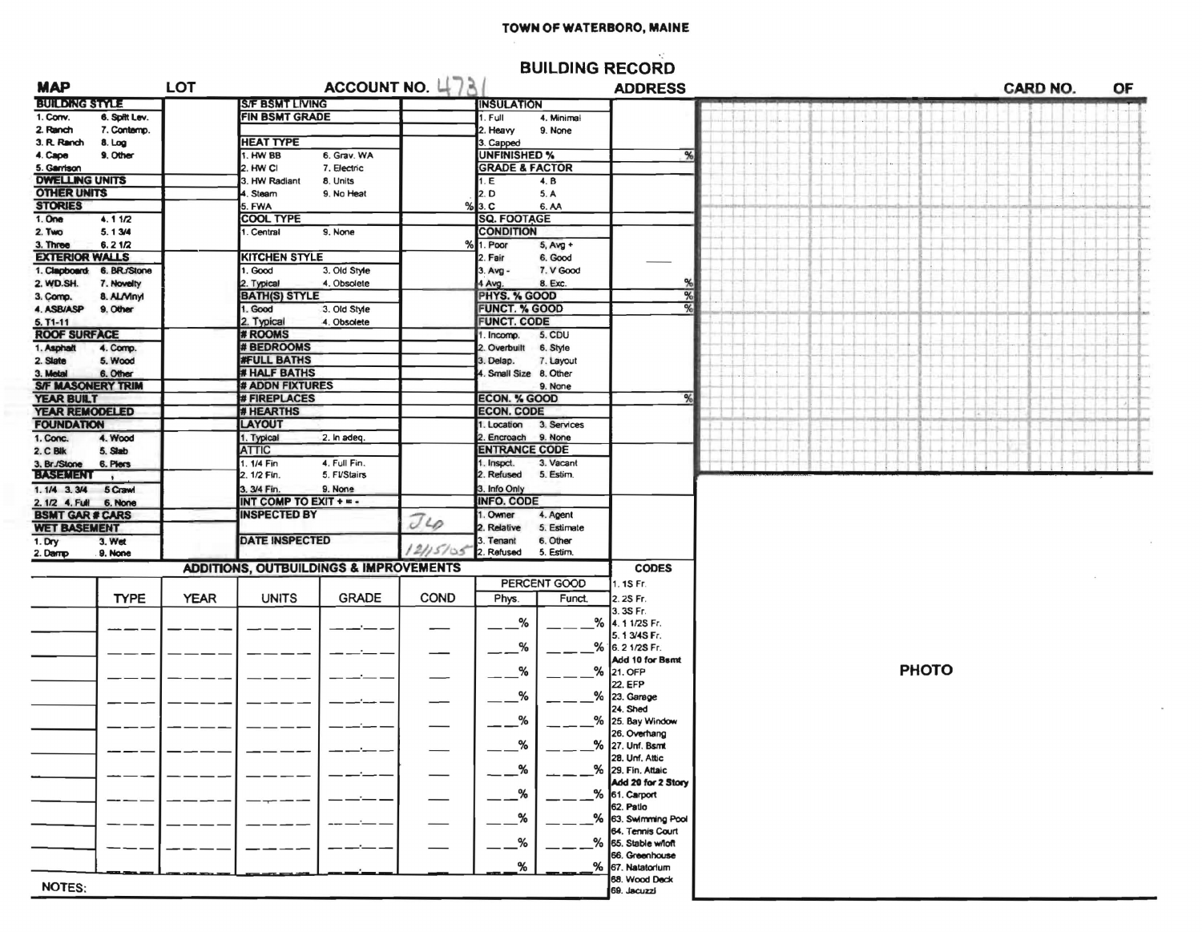**TOWN OF WATERBORO, MAINE**

# BUILDING RECORD

**MAP** | **LOT** | **ACCOUNT NO.** 4731 | **ADDRESS** | **CARD NO.** | **OF**

| | | | | | |
|---|---|---|---|---|---|
| **BUILDING STYLE** 1. Conv. 6. Split Lev. 2. Ranch 7. Contemp. 3. R. Ranch 8. Log 4. Cape 9. Other 5. Garrison | | **S/F BSMT LIVING** | | **INSULATION** 1. Full 4. Minimal 2. Heavy 9. None 3. Capped | |
| **DWELLING UNITS** | | **FIN BSMT GRADE** | | **UNFINISHED %** | % |
| **OTHER UNITS** | | **HEAT TYPE** 1. HW BB 6. Grav. WA 2. HW CI 7. Electric 3. HW Radiant 8. Units 4. Steam 9. No Heat 5. FWA | % | **GRADE & FACTOR** 1. E 4. B 2. D 5. A 3. C 6. AA | |
| **STORIES** 1. One 4. 1 1/2 2. Two 5. 1 3/4 3. Three 6. 2 1/2 | | **COOL TYPE** 1. Central 9. None | % | **SQ. FOOTAGE** | |
| **EXTERIOR WALLS** 1. Clapboard 6. BR./Stone 2. WD.SH. 7. Novelty 3. Comp. 8. AL/Vinyl 4. ASB/ASP 9. Other 5. T1-11 | | **KITCHEN STYLE** 1. Good 3. Old Style 2. Typical 4. Obsolete | | **CONDITION** 1. Poor 5. Avg + 2. Fair 6. Good 3. Avg - 7. V Good 4. Avg. 8. Exc. | |
| | | **BATH(S) STYLE** 1. Good 3. Old Style 2. Typical 4. Obsolete | | **PHYS. % GOOD** | % |
| | | | | **FUNCT. % GOOD** | % |
| **ROOF SURFACE** 1. Asphalt 4. Comp. 2. Slate 5. Wood 3. Metal 6. Other | | **# ROOMS** | | **FUNCT. CODE** 1. Incomp. 5. CDU 2. Overbuilt 6. Style 3. Delap. 7. Layout 4. Small Size 8. Other 9. None | |
| | | **# BEDROOMS** | | | |
| | | **#FULL BATHS** | | | |
| | | **# HALF BATHS** | | | |
| **S/F MASONERY TRIM** | | **# ADDN FIXTURES** | | | |
| **YEAR BUILT** | | **# FIREPLACES** | | **ECON. % GOOD** | % |
| **YEAR REMODELED** | | **# HEARTHS** | | **ECON. CODE** 1. Location 3. Services 2. Encroach 9. None | |
| **FOUNDATION** 1. Conc. 4. Wood 2. C Blk 5. Slab 3. Br./Stone 6. Piers | | **LAYOUT** 1. Typical 2. In adeq. | | | |
| | | **ATTIC** 1. 1/4 Fin 4. Full Fin. 2. 1/2 Fin. 5. Fl/Stairs 3. 3/4 Fin. 9. None | | **ENTRANCE CODE** 1. Inspct. 3. Vacant 2. Refused 5. Estim. 3. Info Only | |
| **BASEMENT** 1. 1/4 3. 3/4 5 Crawl 2. 1/2 4. Full 6. None | | **INT COMP TO EXIT + = -** | | | |
| **BSMT GAR # CARS** | | **INSPECTED BY** | JLO | **INFO. CODE** 1. Owner 4. Agent 2. Relative 5. Estimate 3. Tenant 6. Other 2. Refused 5. Estim. | |
| **WET BASEMENT** 1. Dry 3. Wet 2. Damp 9. None | | **DATE INSPECTED** | 12/15/05 | | |

## ADDITIONS, OUTBUILDINGS & IMPROVEMENTS

| | TYPE | YEAR | UNITS | GRADE | COND | PERCENT GOOD Phys. | Funct. |
|---|---|---|---|---|---|---|---|
| | | | | | | % | % |
| | | | | | | % | % |
| | | | | | | % | % |
| | | | | | | % | % |
| | | | | | | % | % |
| | | | | | | % | % |
| | | | | | | % | % |
| | | | | | | % | % |
| | | | | | | % | % |
| | | | | | | % | % |
| | | | | | | % | % |

**CODES**
1. 1S Fr.
2. 2S Fr.
3. 3S Fr.
4. 1 1/2S Fr.
5. 1 3/4S Fr.
6. 2 1/2S Fr.
**Add 10 for Bsmt**
21. OFP
22. EFP
23. Garage
24. Shed
25. Bay Window
26. Overhang
27. Unf. Bsmt
28. Unf. Attic
29. Fin. Attaic
**Add 20 for 2 Story**
61. Carport
62. Patio
63. Swimming Pool
64. Tennis Court
65. Stable w/loft
66. Greenhouse
67. Natatorium
68. Wood Deck
69. Jacuzzi

NOTES:

PHOTO